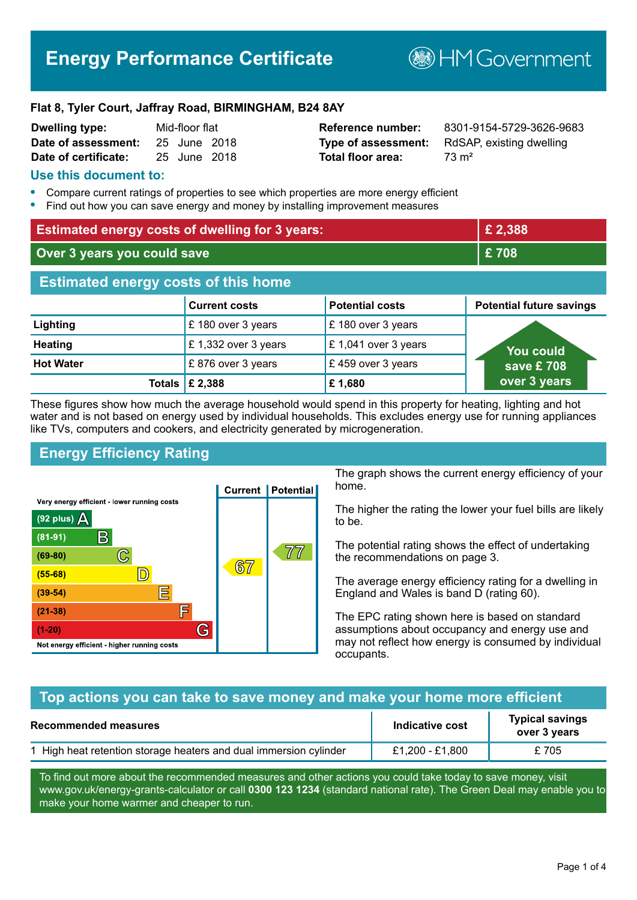# Energy Performance Certificate

HM Government

**Flat 8, Tyler Court, Jaffray Road, BIRMINGHAM, B24 8AY**

| | | | |
|---|---|---|---|
| **Dwelling type:** | Mid-floor flat | **Reference number:** | 8301-9154-5729-3626-9683 |
| **Date of assessment:** | 25 June 2018 | **Type of assessment:** | RdSAP, existing dwelling |
| **Date of certificate:** | 25 June 2018 | **Total floor area:** | 73 m² |

## Use this document to:

- Compare current ratings of properties to see which properties are more energy efficient
- Find out how you can save energy and money by installing improvement measures

| | |
|---|---|
| **Estimated energy costs of dwelling for 3 years:** | **£ 2,388** |
| **Over 3 years you could save** | **£ 708** |

## Estimated energy costs of this home

| | Current costs | Potential costs | Potential future savings |
|---|---|---|---|
| **Lighting** | £ 180 over 3 years | £ 180 over 3 years | You could save £ 708 over 3 years |
| **Heating** | £ 1,332 over 3 years | £ 1,041 over 3 years | |
| **Hot Water** | £ 876 over 3 years | £ 459 over 3 years | |
| **Totals** | **£ 2,388** | **£ 1,680** | |

These figures show how much the average household would spend in this property for heating, lighting and hot water and is not based on energy used by individual households. This excludes energy use for running appliances like TVs, computers and cookers, and electricity generated by microgeneration.

## Energy Efficiency Rating

| Rating band | Current | Potential |
|---|---|---|
| Very energy efficient - lower running costs | | |
| (92 plus) A | | |
| (81-91) B | | |
| (69-80) C | | 77 |
| (55-68) D | 67 | |
| (39-54) E | | |
| (21-38) F | | |
| (1-20) G | | |
| Not energy efficient - higher running costs | | |

The graph shows the current energy efficiency of your home.

The higher the rating the lower your fuel bills are likely to be.

The potential rating shows the effect of undertaking the recommendations on page 3.

The average energy efficiency rating for a dwelling in England and Wales is band D (rating 60).

The EPC rating shown here is based on standard assumptions about occupancy and energy use and may not reflect how energy is consumed by individual occupants.

## Top actions you can take to save money and make your home more efficient

| Recommended measures | Indicative cost | Typical savings over 3 years |
|---|---|---|
| 1 High heat retention storage heaters and dual immersion cylinder | £1,200 - £1,800 | £ 705 |

To find out more about the recommended measures and other actions you could take today to save money, visit www.gov.uk/energy-grants-calculator or call **0300 123 1234** (standard national rate). The Green Deal may enable you to make your home warmer and cheaper to run.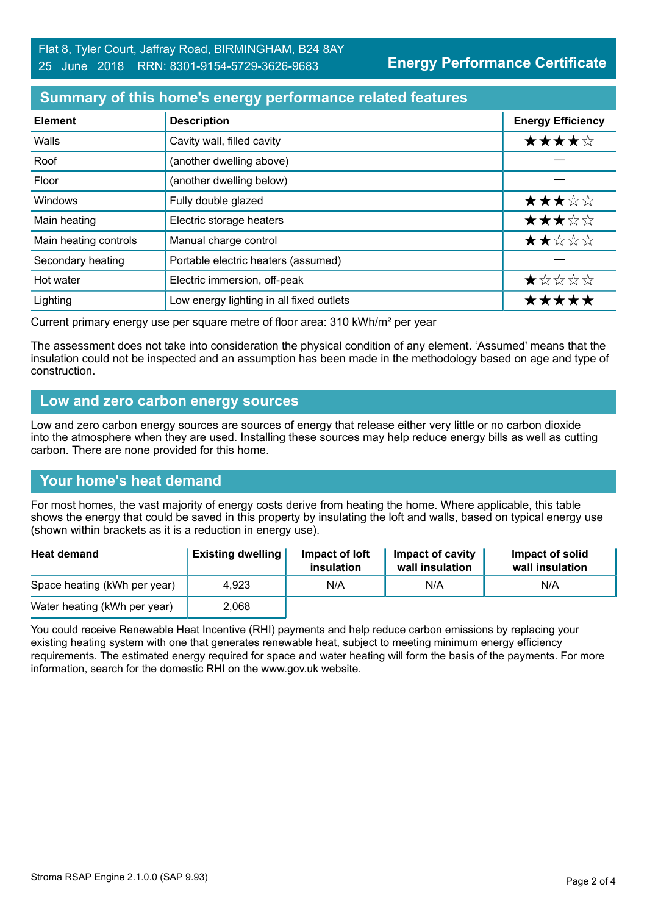Flat 8, Tyler Court, Jaffray Road, BIRMINGHAM, B24 8AY
25 June 2018 RRN: 8301-9154-5729-3626-9683

**Energy Performance Certificate**

## Summary of this home's energy performance related features

| Element | Description | Energy Efficiency |
|---|---|---|
| Walls | Cavity wall, filled cavity | ★★★★☆ |
| Roof | (another dwelling above) | — |
| Floor | (another dwelling below) | — |
| Windows | Fully double glazed | ★★★☆☆ |
| Main heating | Electric storage heaters | ★★★☆☆ |
| Main heating controls | Manual charge control | ★★☆☆☆ |
| Secondary heating | Portable electric heaters (assumed) | — |
| Hot water | Electric immersion, off-peak | ★☆☆☆☆ |
| Lighting | Low energy lighting in all fixed outlets | ★★★★★ |

Current primary energy use per square metre of floor area: 310 kWh/m² per year

The assessment does not take into consideration the physical condition of any element. 'Assumed' means that the insulation could not be inspected and an assumption has been made in the methodology based on age and type of construction.

## Low and zero carbon energy sources

Low and zero carbon energy sources are sources of energy that release either very little or no carbon dioxide into the atmosphere when they are used. Installing these sources may help reduce energy bills as well as cutting carbon. There are none provided for this home.

## Your home's heat demand

For most homes, the vast majority of energy costs derive from heating the home. Where applicable, this table shows the energy that could be saved in this property by insulating the loft and walls, based on typical energy use (shown within brackets as it is a reduction in energy use).

| Heat demand | Existing dwelling | Impact of loft insulation | Impact of cavity wall insulation | Impact of solid wall insulation |
|---|---|---|---|---|
| Space heating (kWh per year) | 4,923 | N/A | N/A | N/A |
| Water heating (kWh per year) | 2,068 | | | |

You could receive Renewable Heat Incentive (RHI) payments and help reduce carbon emissions by replacing your existing heating system with one that generates renewable heat, subject to meeting minimum energy efficiency requirements. The estimated energy required for space and water heating will form the basis of the payments. For more information, search for the domestic RHI on the www.gov.uk website.

Stroma RSAP Engine 2.1.0.0 (SAP 9.93)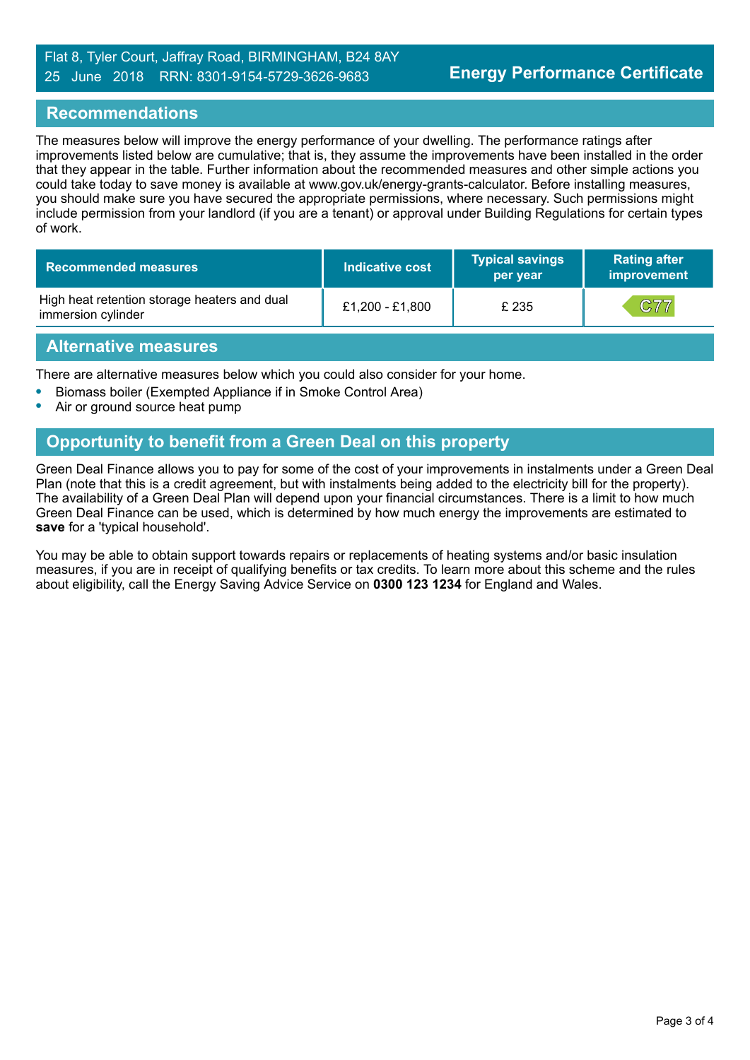Flat 8, Tyler Court, Jaffray Road, BIRMINGHAM, B24 8AY
25 June 2018 RRN: 8301-9154-5729-3626-9683

**Energy Performance Certificate**

## Recommendations

The measures below will improve the energy performance of your dwelling. The performance ratings after improvements listed below are cumulative; that is, they assume the improvements have been installed in the order that they appear in the table. Further information about the recommended measures and other simple actions you could take today to save money is available at www.gov.uk/energy-grants-calculator. Before installing measures, you should make sure you have secured the appropriate permissions, where necessary. Such permissions might include permission from your landlord (if you are a tenant) or approval under Building Regulations for certain types of work.

| Recommended measures | Indicative cost | Typical savings per year | Rating after improvement |
|---|---|---|---|
| High heat retention storage heaters and dual immersion cylinder | £1,200 - £1,800 | £ 235 | C77 |

## Alternative measures

There are alternative measures below which you could also consider for your home.

- Biomass boiler (Exempted Appliance if in Smoke Control Area)
- Air or ground source heat pump

## Opportunity to benefit from a Green Deal on this property

Green Deal Finance allows you to pay for some of the cost of your improvements in instalments under a Green Deal Plan (note that this is a credit agreement, but with instalments being added to the electricity bill for the property). The availability of a Green Deal Plan will depend upon your financial circumstances. There is a limit to how much Green Deal Finance can be used, which is determined by how much energy the improvements are estimated to **save** for a 'typical household'.

You may be able to obtain support towards repairs or replacements of heating systems and/or basic insulation measures, if you are in receipt of qualifying benefits or tax credits. To learn more about this scheme and the rules about eligibility, call the Energy Saving Advice Service on **0300 123 1234** for England and Wales.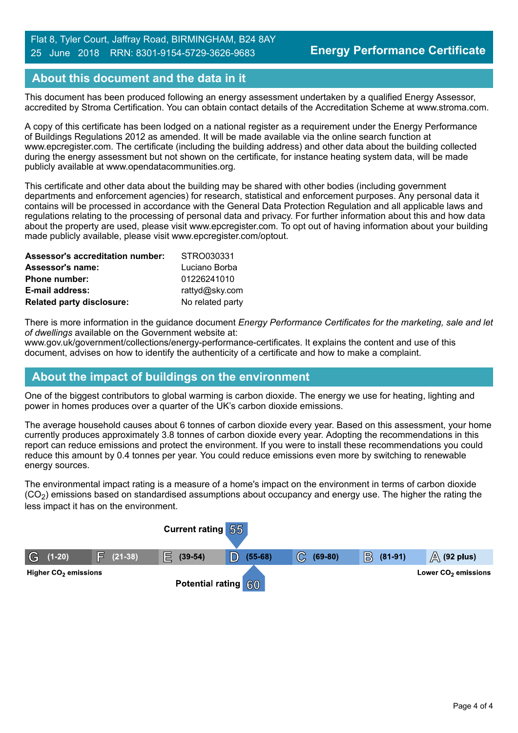Flat 8, Tyler Court, Jaffray Road, BIRMINGHAM, B24 8AY
25 June 2018 RRN: 8301-9154-5729-3626-9683

**Energy Performance Certificate**

## About this document and the data in it

This document has been produced following an energy assessment undertaken by a qualified Energy Assessor, accredited by Stroma Certification. You can obtain contact details of the Accreditation Scheme at www.stroma.com.

A copy of this certificate has been lodged on a national register as a requirement under the Energy Performance of Buildings Regulations 2012 as amended. It will be made available via the online search function at www.epcregister.com. The certificate (including the building address) and other data about the building collected during the energy assessment but not shown on the certificate, for instance heating system data, will be made publicly available at www.opendatacommunities.org.

This certificate and other data about the building may be shared with other bodies (including government departments and enforcement agencies) for research, statistical and enforcement purposes. Any personal data it contains will be processed in accordance with the General Data Protection Regulation and all applicable laws and regulations relating to the processing of personal data and privacy. For further information about this and how data about the property are used, please visit www.epcregister.com. To opt out of having information about your building made publicly available, please visit www.epcregister.com/optout.

| | |
|---|---|
| **Assessor's accreditation number:** | STRO030331 |
| **Assessor's name:** | Luciano Borba |
| **Phone number:** | 01226241010 |
| **E-mail address:** | rattyd@sky.com |
| **Related party disclosure:** | No related party |

There is more information in the guidance document *Energy Performance Certificates for the marketing, sale and let of dwellings* available on the Government website at: www.gov.uk/government/collections/energy-performance-certificates. It explains the content and use of this document, advises on how to identify the authenticity of a certificate and how to make a complaint.

## About the impact of buildings on the environment

One of the biggest contributors to global warming is carbon dioxide. The energy we use for heating, lighting and power in homes produces over a quarter of the UK's carbon dioxide emissions.

The average household causes about 6 tonnes of carbon dioxide every year. Based on this assessment, your home currently produces approximately 3.8 tonnes of carbon dioxide every year. Adopting the recommendations in this report can reduce emissions and protect the environment. If you were to install these recommendations you could reduce this amount by 0.4 tonnes per year. You could reduce emissions even more by switching to renewable energy sources.

The environmental impact rating is a measure of a home's impact on the environment in terms of carbon dioxide ($CO_2$) emissions based on standardised assumptions about occupancy and energy use. The higher the rating the less impact it has on the environment.

Current rating 55

G (1-20) F (21-38) E (39-54) D (55-68) C (69-80) B (81-91) A (92 plus)

Higher $CO_2$ emissions

Lower $CO_2$ emissions

Potential rating 60